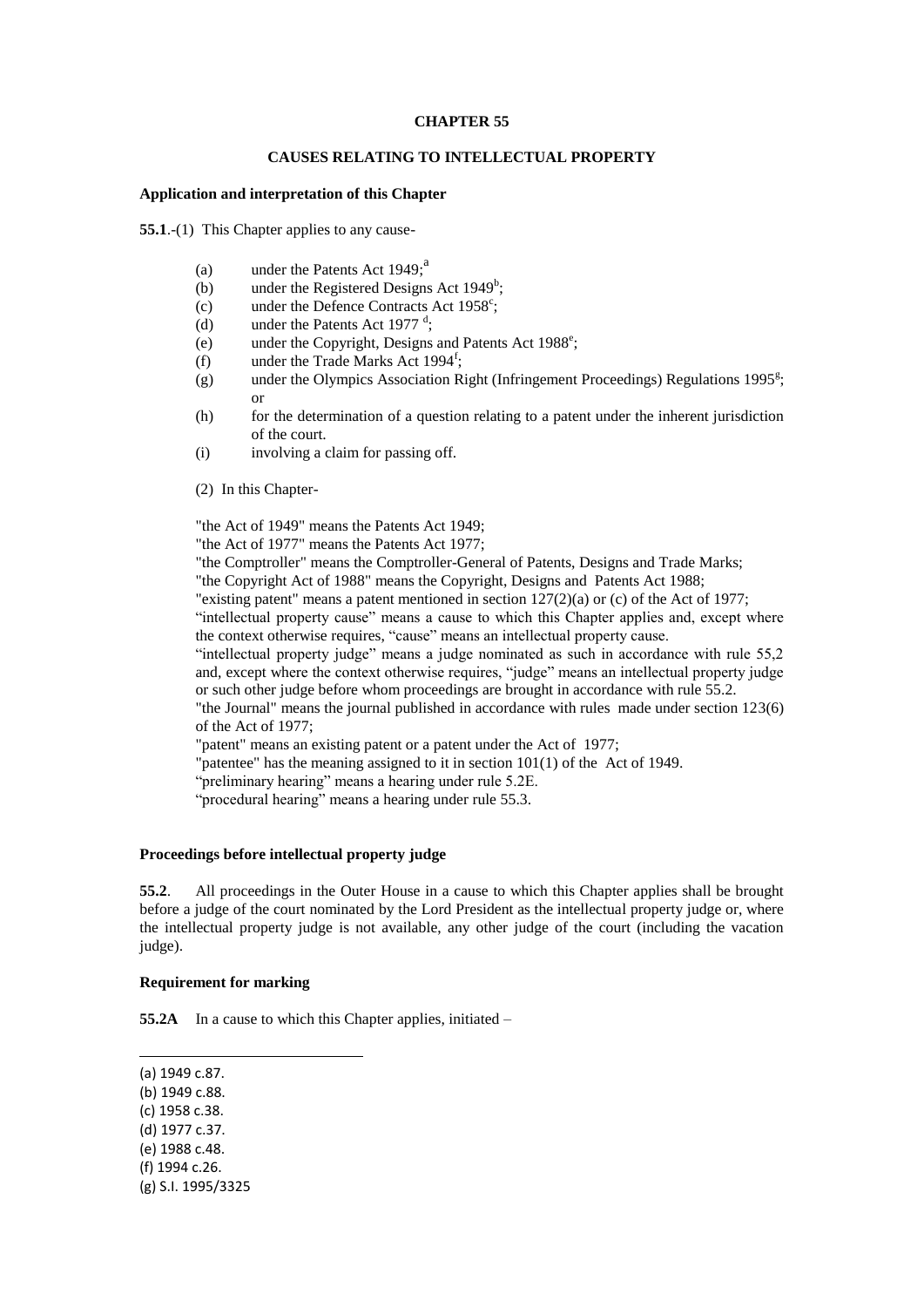**CHAPTER 55**

**CAUSES RELATING TO INTELLECTUAL PROPERTY**

**Application and interpretation of this Chapter**

**55.1**.-(1) This Chapter applies to any cause-

- (a) under the Patents Act 1949;[a]
- (b) under the Registered Designs Act 1949[b];
- (c) under the Defence Contracts Act 1958[c];
- (d) under the Patents Act 1977 [d];
- (e) under the Copyright, Designs and Patents Act 1988[e];
- (f) under the Trade Marks Act 1994[f];
- (g) under the Olympics Association Right (Infringement Proceedings) Regulations 1995[g]; or
- (h) for the determination of a question relating to a patent under the inherent jurisdiction of the court.
- (i) involving a claim for passing off.

(2) In this Chapter-

"the Act of 1949" means the Patents Act 1949;

"the Act of 1977" means the Patents Act 1977;

"the Comptroller" means the Comptroller-General of Patents, Designs and Trade Marks;

"the Copyright Act of 1988" means the Copyright, Designs and Patents Act 1988;

"existing patent" means a patent mentioned in section 127(2)(a) or (c) of the Act of 1977;

"intellectual property cause" means a cause to which this Chapter applies and, except where the context otherwise requires, "cause" means an intellectual property cause.

"intellectual property judge" means a judge nominated as such in accordance with rule 55,2 and, except where the context otherwise requires, "judge" means an intellectual property judge or such other judge before whom proceedings are brought in accordance with rule 55.2.

"the Journal" means the journal published in accordance with rules made under section 123(6) of the Act of 1977;

"patent" means an existing patent or a patent under the Act of 1977;

"patentee" has the meaning assigned to it in section 101(1) of the Act of 1949.

"preliminary hearing" means a hearing under rule 5.2E.

"procedural hearing" means a hearing under rule 55.3.

**Proceedings before intellectual property judge**

**55.2**. All proceedings in the Outer House in a cause to which this Chapter applies shall be brought before a judge of the court nominated by the Lord President as the intellectual property judge or, where the intellectual property judge is not available, any other judge of the court (including the vacation judge).

**Requirement for marking**

**55.2A** In a cause to which this Chapter applies, initiated –

---

(a) 1949 c.87.
(b) 1949 c.88.
(c) 1958 c.38.
(d) 1977 c.37.
(e) 1988 c.48.
(f) 1994 c.26.
(g) S.I. 1995/3325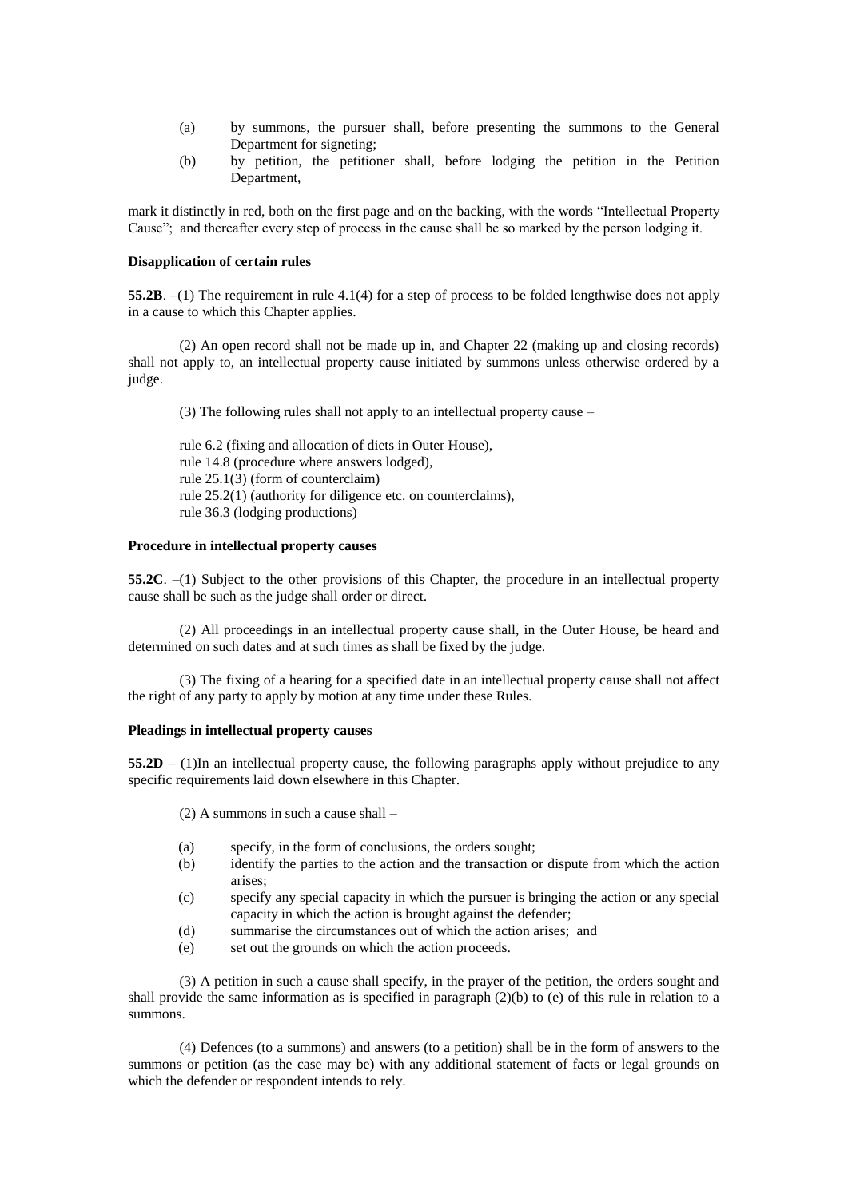(a) by summons, the pursuer shall, before presenting the summons to the General Department for signeting;

(b) by petition, the petitioner shall, before lodging the petition in the Petition Department,

mark it distinctly in red, both on the first page and on the backing, with the words "Intellectual Property Cause"; and thereafter every step of process in the cause shall be so marked by the person lodging it.

**Disapplication of certain rules**

**55.2B**. –(1) The requirement in rule 4.1(4) for a step of process to be folded lengthwise does not apply in a cause to which this Chapter applies.

(2) An open record shall not be made up in, and Chapter 22 (making up and closing records) shall not apply to, an intellectual property cause initiated by summons unless otherwise ordered by a judge.

(3) The following rules shall not apply to an intellectual property cause –

rule 6.2 (fixing and allocation of diets in Outer House),
rule 14.8 (procedure where answers lodged),
rule 25.1(3) (form of counterclaim)
rule 25.2(1) (authority for diligence etc. on counterclaims),
rule 36.3 (lodging productions)

**Procedure in intellectual property causes**

**55.2C**. –(1) Subject to the other provisions of this Chapter, the procedure in an intellectual property cause shall be such as the judge shall order or direct.

(2) All proceedings in an intellectual property cause shall, in the Outer House, be heard and determined on such dates and at such times as shall be fixed by the judge.

(3) The fixing of a hearing for a specified date in an intellectual property cause shall not affect the right of any party to apply by motion at any time under these Rules.

**Pleadings in intellectual property causes**

**55.2D** – (1)In an intellectual property cause, the following paragraphs apply without prejudice to any specific requirements laid down elsewhere in this Chapter.

(2) A summons in such a cause shall –

(a) specify, in the form of conclusions, the orders sought;

(b) identify the parties to the action and the transaction or dispute from which the action arises;

(c) specify any special capacity in which the pursuer is bringing the action or any special capacity in which the action is brought against the defender;

(d) summarise the circumstances out of which the action arises; and

(e) set out the grounds on which the action proceeds.

(3) A petition in such a cause shall specify, in the prayer of the petition, the orders sought and shall provide the same information as is specified in paragraph (2)(b) to (e) of this rule in relation to a summons.

(4) Defences (to a summons) and answers (to a petition) shall be in the form of answers to the summons or petition (as the case may be) with any additional statement of facts or legal grounds on which the defender or respondent intends to rely.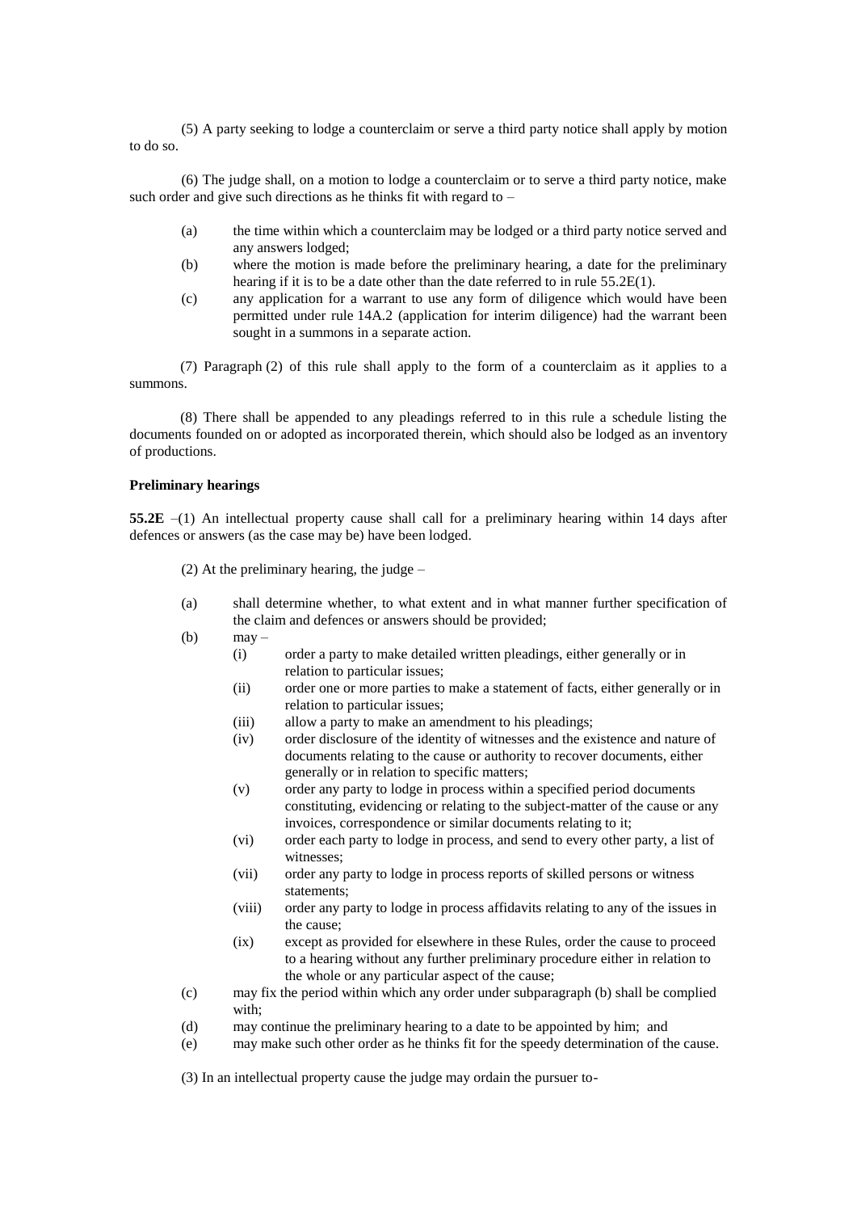(5) A party seeking to lodge a counterclaim or serve a third party notice shall apply by motion to do so.

(6) The judge shall, on a motion to lodge a counterclaim or to serve a third party notice, make such order and give such directions as he thinks fit with regard to –

- (a) the time within which a counterclaim may be lodged or a third party notice served and any answers lodged;
- (b) where the motion is made before the preliminary hearing, a date for the preliminary hearing if it is to be a date other than the date referred to in rule 55.2E(1).
- (c) any application for a warrant to use any form of diligence which would have been permitted under rule 14A.2 (application for interim diligence) had the warrant been sought in a summons in a separate action.

(7) Paragraph (2) of this rule shall apply to the form of a counterclaim as it applies to a summons.

(8) There shall be appended to any pleadings referred to in this rule a schedule listing the documents founded on or adopted as incorporated therein, which should also be lodged as an inventory of productions.

**Preliminary hearings**

**55.2E** –(1) An intellectual property cause shall call for a preliminary hearing within 14 days after defences or answers (as the case may be) have been lodged.

(2) At the preliminary hearing, the judge –

- (a) shall determine whether, to what extent and in what manner further specification of the claim and defences or answers should be provided;
- (b) may –
  - (i) order a party to make detailed written pleadings, either generally or in relation to particular issues;
  - (ii) order one or more parties to make a statement of facts, either generally or in relation to particular issues;
  - (iii) allow a party to make an amendment to his pleadings;
  - (iv) order disclosure of the identity of witnesses and the existence and nature of documents relating to the cause or authority to recover documents, either generally or in relation to specific matters;
  - (v) order any party to lodge in process within a specified period documents constituting, evidencing or relating to the subject-matter of the cause or any invoices, correspondence or similar documents relating to it;
  - (vi) order each party to lodge in process, and send to every other party, a list of witnesses;
  - (vii) order any party to lodge in process reports of skilled persons or witness statements;
  - (viii) order any party to lodge in process affidavits relating to any of the issues in the cause;
  - (ix) except as provided for elsewhere in these Rules, order the cause to proceed to a hearing without any further preliminary procedure either in relation to the whole or any particular aspect of the cause;
- (c) may fix the period within which any order under subparagraph (b) shall be complied with;
- (d) may continue the preliminary hearing to a date to be appointed by him; and
- (e) may make such other order as he thinks fit for the speedy determination of the cause.

(3) In an intellectual property cause the judge may ordain the pursuer to-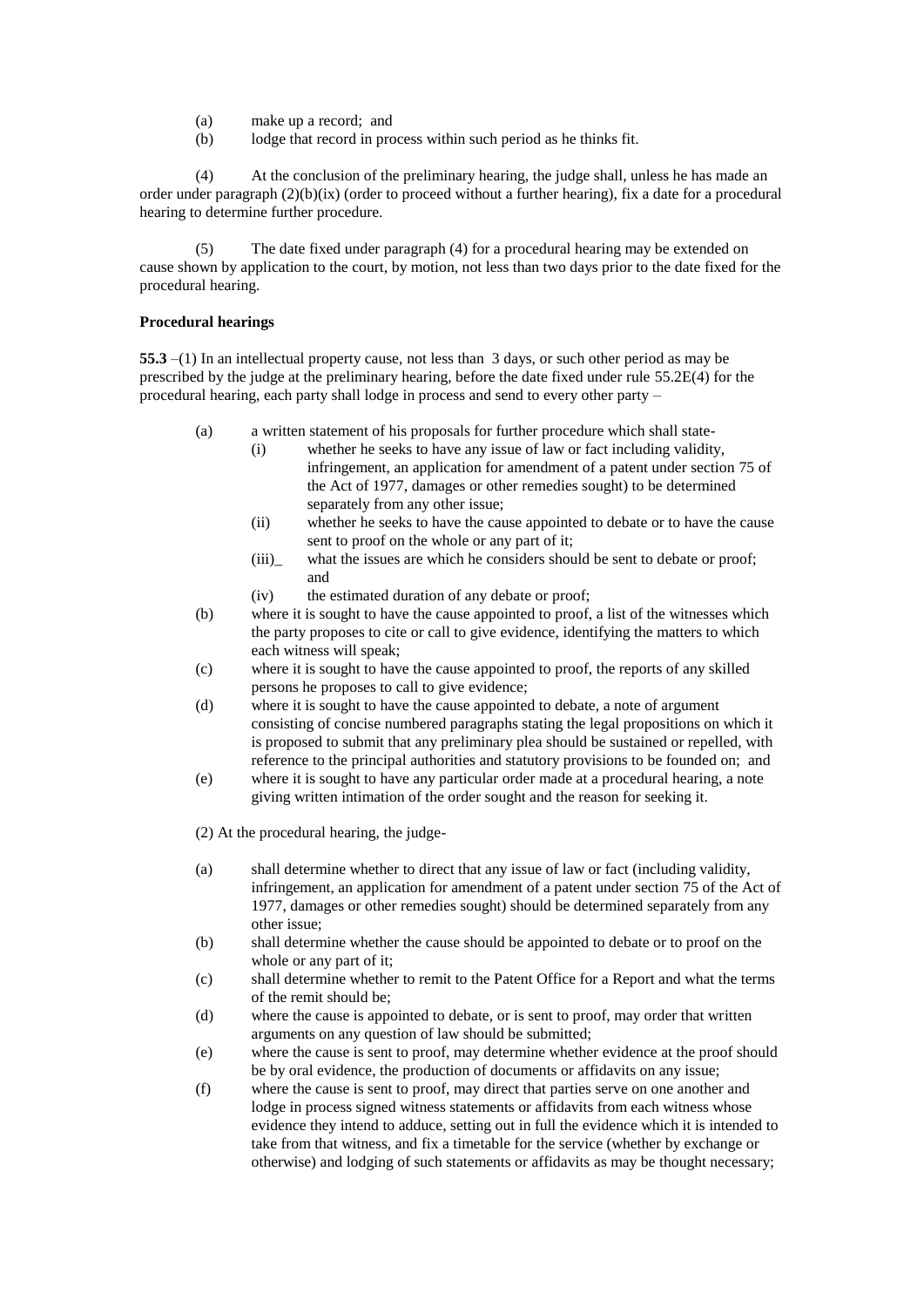(a) make up a record; and

(b) lodge that record in process within such period as he thinks fit.

(4) At the conclusion of the preliminary hearing, the judge shall, unless he has made an order under paragraph (2)(b)(ix) (order to proceed without a further hearing), fix a date for a procedural hearing to determine further procedure.

(5) The date fixed under paragraph (4) for a procedural hearing may be extended on cause shown by application to the court, by motion, not less than two days prior to the date fixed for the procedural hearing.

**Procedural hearings**

**55.3** –(1) In an intellectual property cause, not less than 3 days, or such other period as may be prescribed by the judge at the preliminary hearing, before the date fixed under rule 55.2E(4) for the procedural hearing, each party shall lodge in process and send to every other party –

(a) a written statement of his proposals for further procedure which shall state-
   (i) whether he seeks to have any issue of law or fact including validity, infringement, an application for amendment of a patent under section 75 of the Act of 1977, damages or other remedies sought) to be determined separately from any other issue;
   (ii) whether he seeks to have the cause appointed to debate or to have the cause sent to proof on the whole or any part of it;
   (iii)_ what the issues are which he considers should be sent to debate or proof; and
   (iv) the estimated duration of any debate or proof;

(b) where it is sought to have the cause appointed to proof, a list of the witnesses which the party proposes to cite or call to give evidence, identifying the matters to which each witness will speak;

(c) where it is sought to have the cause appointed to proof, the reports of any skilled persons he proposes to call to give evidence;

(d) where it is sought to have the cause appointed to debate, a note of argument consisting of concise numbered paragraphs stating the legal propositions on which it is proposed to submit that any preliminary plea should be sustained or repelled, with reference to the principal authorities and statutory provisions to be founded on; and

(e) where it is sought to have any particular order made at a procedural hearing, a note giving written intimation of the order sought and the reason for seeking it.

(2) At the procedural hearing, the judge-

(a) shall determine whether to direct that any issue of law or fact (including validity, infringement, an application for amendment of a patent under section 75 of the Act of 1977, damages or other remedies sought) should be determined separately from any other issue;

(b) shall determine whether the cause should be appointed to debate or to proof on the whole or any part of it;

(c) shall determine whether to remit to the Patent Office for a Report and what the terms of the remit should be;

(d) where the cause is appointed to debate, or is sent to proof, may order that written arguments on any question of law should be submitted;

(e) where the cause is sent to proof, may determine whether evidence at the proof should be by oral evidence, the production of documents or affidavits on any issue;

(f) where the cause is sent to proof, may direct that parties serve on one another and lodge in process signed witness statements or affidavits from each witness whose evidence they intend to adduce, setting out in full the evidence which it is intended to take from that witness, and fix a timetable for the service (whether by exchange or otherwise) and lodging of such statements or affidavits as may be thought necessary;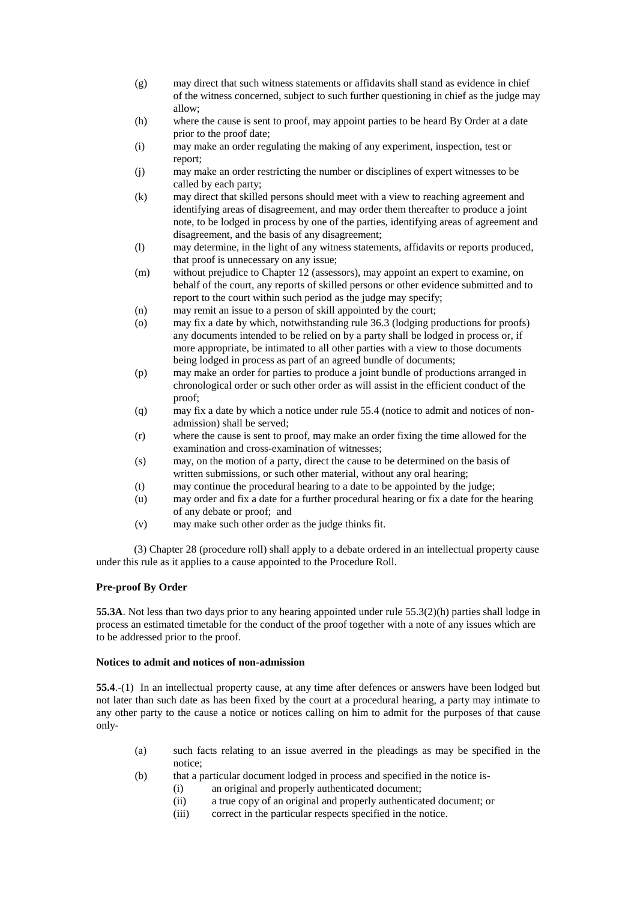(g) may direct that such witness statements or affidavits shall stand as evidence in chief of the witness concerned, subject to such further questioning in chief as the judge may allow;

(h) where the cause is sent to proof, may appoint parties to be heard By Order at a date prior to the proof date;

(i) may make an order regulating the making of any experiment, inspection, test or report;

(j) may make an order restricting the number or disciplines of expert witnesses to be called by each party;

(k) may direct that skilled persons should meet with a view to reaching agreement and identifying areas of disagreement, and may order them thereafter to produce a joint note, to be lodged in process by one of the parties, identifying areas of agreement and disagreement, and the basis of any disagreement;

(l) may determine, in the light of any witness statements, affidavits or reports produced, that proof is unnecessary on any issue;

(m) without prejudice to Chapter 12 (assessors), may appoint an expert to examine, on behalf of the court, any reports of skilled persons or other evidence submitted and to report to the court within such period as the judge may specify;

(n) may remit an issue to a person of skill appointed by the court;

(o) may fix a date by which, notwithstanding rule 36.3 (lodging productions for proofs) any documents intended to be relied on by a party shall be lodged in process or, if more appropriate, be intimated to all other parties with a view to those documents being lodged in process as part of an agreed bundle of documents;

(p) may make an order for parties to produce a joint bundle of productions arranged in chronological order or such other order as will assist in the efficient conduct of the proof;

(q) may fix a date by which a notice under rule 55.4 (notice to admit and notices of non-admission) shall be served;

(r) where the cause is sent to proof, may make an order fixing the time allowed for the examination and cross-examination of witnesses;

(s) may, on the motion of a party, direct the cause to be determined on the basis of written submissions, or such other material, without any oral hearing;

(t) may continue the procedural hearing to a date to be appointed by the judge;

(u) may order and fix a date for a further procedural hearing or fix a date for the hearing of any debate or proof; and

(v) may make such other order as the judge thinks fit.

(3) Chapter 28 (procedure roll) shall apply to a debate ordered in an intellectual property cause under this rule as it applies to a cause appointed to the Procedure Roll.

**Pre-proof By Order**

**55.3A**. Not less than two days prior to any hearing appointed under rule 55.3(2)(h) parties shall lodge in process an estimated timetable for the conduct of the proof together with a note of any issues which are to be addressed prior to the proof.

**Notices to admit and notices of non-admission**

**55.4**.-(1) In an intellectual property cause, at any time after defences or answers have been lodged but not later than such date as has been fixed by the court at a procedural hearing, a party may intimate to any other party to the cause a notice or notices calling on him to admit for the purposes of that cause only-

(a) such facts relating to an issue averred in the pleadings as may be specified in the notice;

(b) that a particular document lodged in process and specified in the notice is-

  (i) an original and properly authenticated document;

  (ii) a true copy of an original and properly authenticated document; or

  (iii) correct in the particular respects specified in the notice.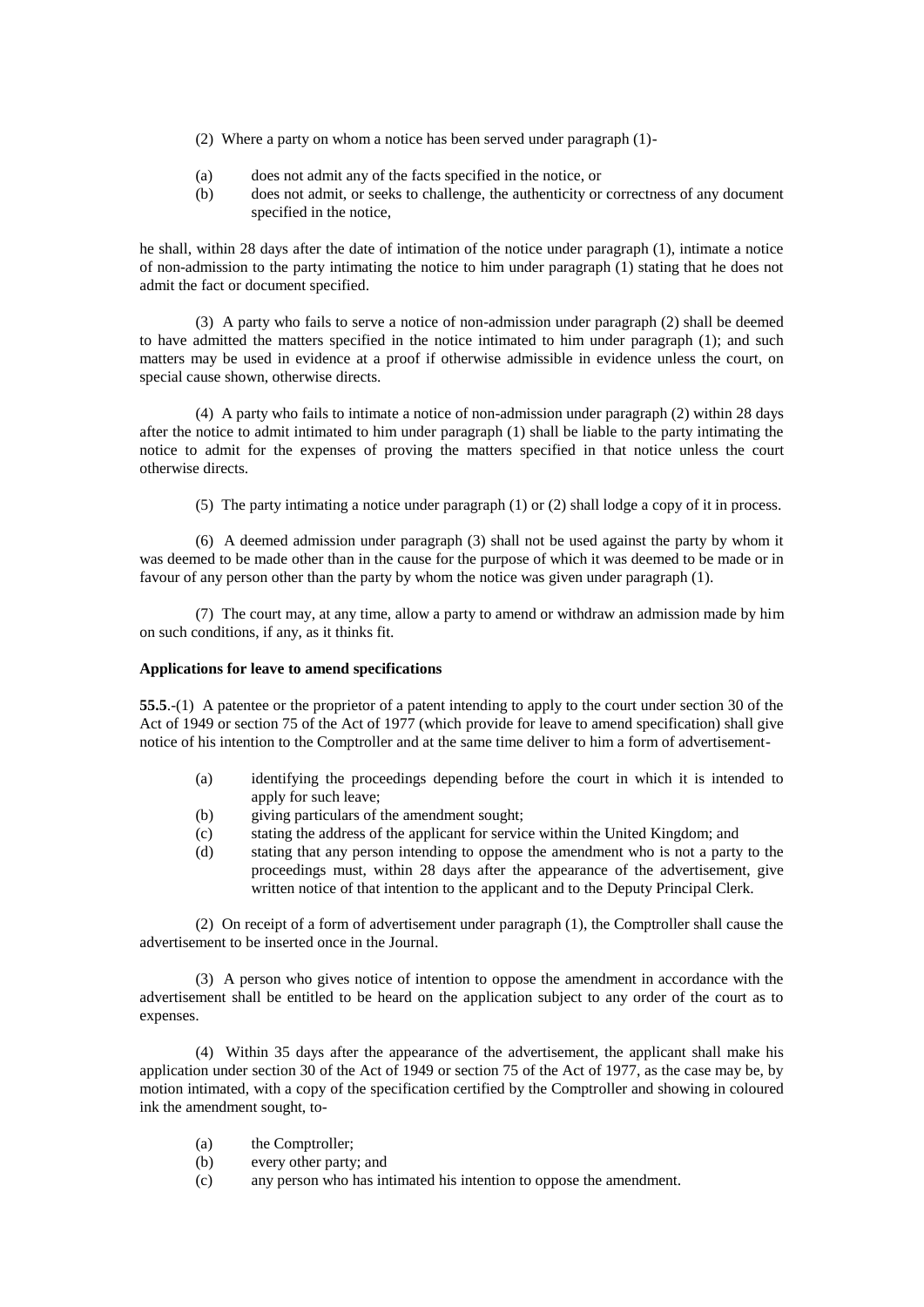(2) Where a party on whom a notice has been served under paragraph (1)-

(a) does not admit any of the facts specified in the notice, or
(b) does not admit, or seeks to challenge, the authenticity or correctness of any document specified in the notice,

he shall, within 28 days after the date of intimation of the notice under paragraph (1), intimate a notice of non-admission to the party intimating the notice to him under paragraph (1) stating that he does not admit the fact or document specified.

(3) A party who fails to serve a notice of non-admission under paragraph (2) shall be deemed to have admitted the matters specified in the notice intimated to him under paragraph (1); and such matters may be used in evidence at a proof if otherwise admissible in evidence unless the court, on special cause shown, otherwise directs.

(4) A party who fails to intimate a notice of non-admission under paragraph (2) within 28 days after the notice to admit intimated to him under paragraph (1) shall be liable to the party intimating the notice to admit for the expenses of proving the matters specified in that notice unless the court otherwise directs.

(5) The party intimating a notice under paragraph (1) or (2) shall lodge a copy of it in process.

(6) A deemed admission under paragraph (3) shall not be used against the party by whom it was deemed to be made other than in the cause for the purpose of which it was deemed to be made or in favour of any person other than the party by whom the notice was given under paragraph (1).

(7) The court may, at any time, allow a party to amend or withdraw an admission made by him on such conditions, if any, as it thinks fit.

**Applications for leave to amend specifications**

**55.5**.-(1) A patentee or the proprietor of a patent intending to apply to the court under section 30 of the Act of 1949 or section 75 of the Act of 1977 (which provide for leave to amend specification) shall give notice of his intention to the Comptroller and at the same time deliver to him a form of advertisement-

(a) identifying the proceedings depending before the court in which it is intended to apply for such leave;
(b) giving particulars of the amendment sought;
(c) stating the address of the applicant for service within the United Kingdom; and
(d) stating that any person intending to oppose the amendment who is not a party to the proceedings must, within 28 days after the appearance of the advertisement, give written notice of that intention to the applicant and to the Deputy Principal Clerk.

(2) On receipt of a form of advertisement under paragraph (1), the Comptroller shall cause the advertisement to be inserted once in the Journal.

(3) A person who gives notice of intention to oppose the amendment in accordance with the advertisement shall be entitled to be heard on the application subject to any order of the court as to expenses.

(4) Within 35 days after the appearance of the advertisement, the applicant shall make his application under section 30 of the Act of 1949 or section 75 of the Act of 1977, as the case may be, by motion intimated, with a copy of the specification certified by the Comptroller and showing in coloured ink the amendment sought, to-

(a) the Comptroller;
(b) every other party; and
(c) any person who has intimated his intention to oppose the amendment.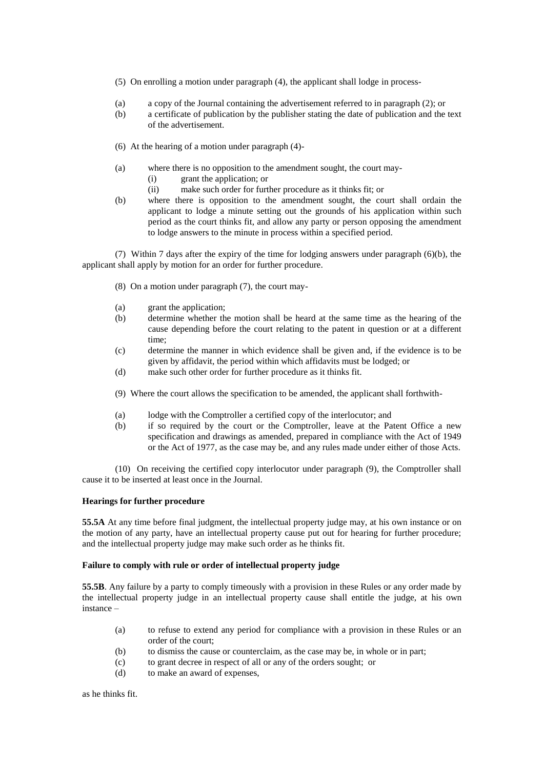(5) On enrolling a motion under paragraph (4), the applicant shall lodge in process-

(a) a copy of the Journal containing the advertisement referred to in paragraph (2); or
(b) a certificate of publication by the publisher stating the date of publication and the text of the advertisement.

(6) At the hearing of a motion under paragraph (4)-

(a) where there is no opposition to the amendment sought, the court may-
   (i) grant the application; or
   (ii) make such order for further procedure as it thinks fit; or
(b) where there is opposition to the amendment sought, the court shall ordain the applicant to lodge a minute setting out the grounds of his application within such period as the court thinks fit, and allow any party or person opposing the amendment to lodge answers to the minute in process within a specified period.

(7) Within 7 days after the expiry of the time for lodging answers under paragraph (6)(b), the applicant shall apply by motion for an order for further procedure.

(8) On a motion under paragraph (7), the court may-

(a) grant the application;
(b) determine whether the motion shall be heard at the same time as the hearing of the cause depending before the court relating to the patent in question or at a different time;
(c) determine the manner in which evidence shall be given and, if the evidence is to be given by affidavit, the period within which affidavits must be lodged; or
(d) make such other order for further procedure as it thinks fit.

(9) Where the court allows the specification to be amended, the applicant shall forthwith-

(a) lodge with the Comptroller a certified copy of the interlocutor; and
(b) if so required by the court or the Comptroller, leave at the Patent Office a new specification and drawings as amended, prepared in compliance with the Act of 1949 or the Act of 1977, as the case may be, and any rules made under either of those Acts.

(10) On receiving the certified copy interlocutor under paragraph (9), the Comptroller shall cause it to be inserted at least once in the Journal.

**Hearings for further procedure**

**55.5A** At any time before final judgment, the intellectual property judge may, at his own instance or on the motion of any party, have an intellectual property cause put out for hearing for further procedure; and the intellectual property judge may make such order as he thinks fit.

**Failure to comply with rule or order of intellectual property judge**

**55.5B**. Any failure by a party to comply timeously with a provision in these Rules or any order made by the intellectual property judge in an intellectual property cause shall entitle the judge, at his own instance –

(a) to refuse to extend any period for compliance with a provision in these Rules or an order of the court;
(b) to dismiss the cause or counterclaim, as the case may be, in whole or in part;
(c) to grant decree in respect of all or any of the orders sought; or
(d) to make an award of expenses,

as he thinks fit.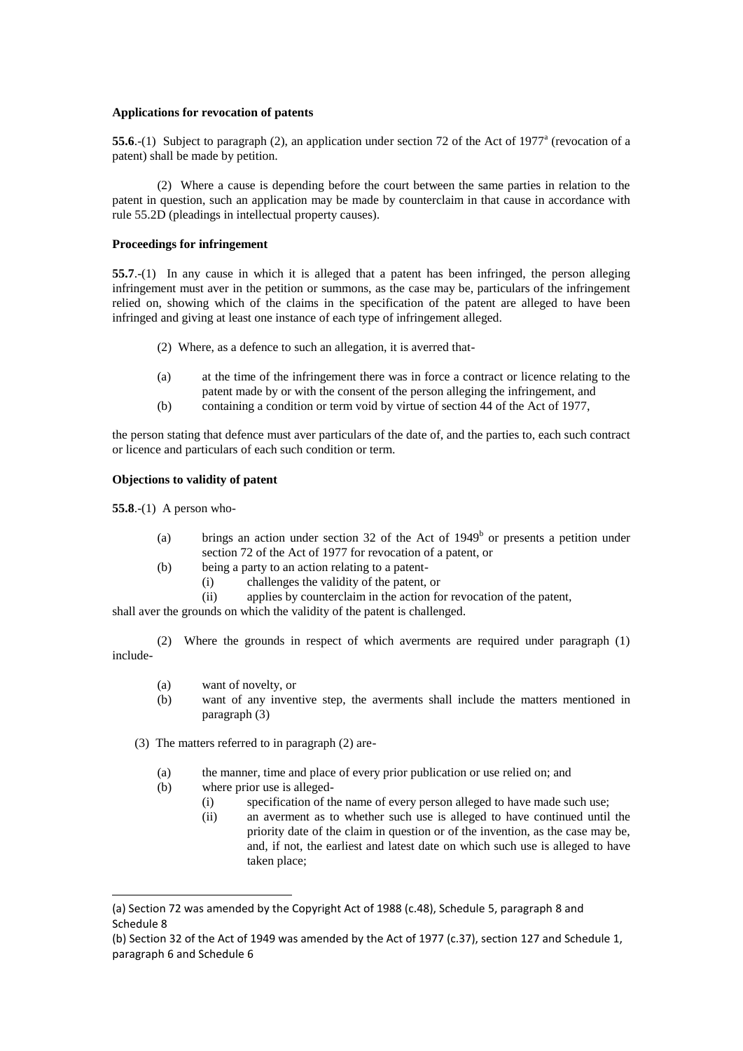**Applications for revocation of patents**

**55.6**.-(1) Subject to paragraph (2), an application under section 72 of the Act of 1977[a] (revocation of a patent) shall be made by petition.

(2) Where a cause is depending before the court between the same parties in relation to the patent in question, such an application may be made by counterclaim in that cause in accordance with rule 55.2D (pleadings in intellectual property causes).

**Proceedings for infringement**

**55.7**.-(1) In any cause in which it is alleged that a patent has been infringed, the person alleging infringement must aver in the petition or summons, as the case may be, particulars of the infringement relied on, showing which of the claims in the specification of the patent are alleged to have been infringed and giving at least one instance of each type of infringement alleged.

(2) Where, as a defence to such an allegation, it is averred that-

(a) at the time of the infringement there was in force a contract or licence relating to the patent made by or with the consent of the person alleging the infringement, and

(b) containing a condition or term void by virtue of section 44 of the Act of 1977,

the person stating that defence must aver particulars of the date of, and the parties to, each such contract or licence and particulars of each such condition or term.

**Objections to validity of patent**

**55.8**.-(1) A person who-

(a) brings an action under section 32 of the Act of 1949[b] or presents a petition under section 72 of the Act of 1977 for revocation of a patent, or

(b) being a party to an action relating to a patent-

 (i) challenges the validity of the patent, or

 (ii) applies by counterclaim in the action for revocation of the patent,

shall aver the grounds on which the validity of the patent is challenged.

(2) Where the grounds in respect of which averments are required under paragraph (1) include-

(a) want of novelty, or

(b) want of any inventive step, the averments shall include the matters mentioned in paragraph (3)

(3) The matters referred to in paragraph (2) are-

(a) the manner, time and place of every prior publication or use relied on; and

(b) where prior use is alleged-

 (i) specification of the name of every person alleged to have made such use;

 (ii) an averment as to whether such use is alleged to have continued until the priority date of the claim in question or of the invention, as the case may be, and, if not, the earliest and latest date on which such use is alleged to have taken place;

---

(a) Section 72 was amended by the Copyright Act of 1988 (c.48), Schedule 5, paragraph 8 and Schedule 8

(b) Section 32 of the Act of 1949 was amended by the Act of 1977 (c.37), section 127 and Schedule 1, paragraph 6 and Schedule 6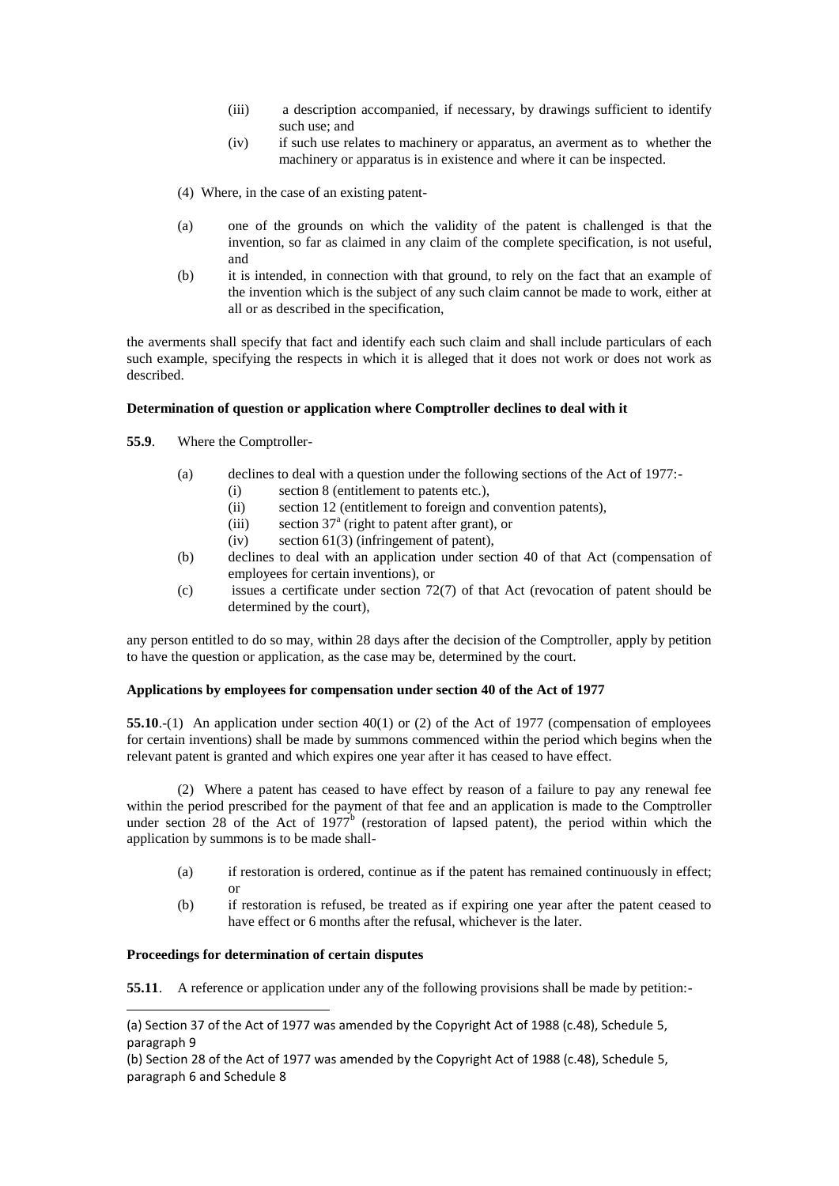(iii) a description accompanied, if necessary, by drawings sufficient to identify such use; and

(iv) if such use relates to machinery or apparatus, an averment as to whether the machinery or apparatus is in existence and where it can be inspected.

(4) Where, in the case of an existing patent-

(a) one of the grounds on which the validity of the patent is challenged is that the invention, so far as claimed in any claim of the complete specification, is not useful, and

(b) it is intended, in connection with that ground, to rely on the fact that an example of the invention which is the subject of any such claim cannot be made to work, either at all or as described in the specification,

the averments shall specify that fact and identify each such claim and shall include particulars of each such example, specifying the respects in which it is alleged that it does not work or does not work as described.

**Determination of question or application where Comptroller declines to deal with it**

**55.9**. Where the Comptroller-

(a) declines to deal with a question under the following sections of the Act of 1977:-
   (i) section 8 (entitlement to patents etc.),
   (ii) section 12 (entitlement to foreign and convention patents),
   (iii) section 37[a] (right to patent after grant), or
   (iv) section 61(3) (infringement of patent),

(b) declines to deal with an application under section 40 of that Act (compensation of employees for certain inventions), or

(c) issues a certificate under section 72(7) of that Act (revocation of patent should be determined by the court),

any person entitled to do so may, within 28 days after the decision of the Comptroller, apply by petition to have the question or application, as the case may be, determined by the court.

**Applications by employees for compensation under section 40 of the Act of 1977**

**55.10**.-(1) An application under section 40(1) or (2) of the Act of 1977 (compensation of employees for certain inventions) shall be made by summons commenced within the period which begins when the relevant patent is granted and which expires one year after it has ceased to have effect.

(2) Where a patent has ceased to have effect by reason of a failure to pay any renewal fee within the period prescribed for the payment of that fee and an application is made to the Comptroller under section 28 of the Act of 1977[b] (restoration of lapsed patent), the period within which the application by summons is to be made shall-

(a) if restoration is ordered, continue as if the patent has remained continuously in effect; or

(b) if restoration is refused, be treated as if expiring one year after the patent ceased to have effect or 6 months after the refusal, whichever is the later.

**Proceedings for determination of certain disputes**

**55.11**. A reference or application under any of the following provisions shall be made by petition:-

---

(a) Section 37 of the Act of 1977 was amended by the Copyright Act of 1988 (c.48), Schedule 5, paragraph 9

(b) Section 28 of the Act of 1977 was amended by the Copyright Act of 1988 (c.48), Schedule 5, paragraph 6 and Schedule 8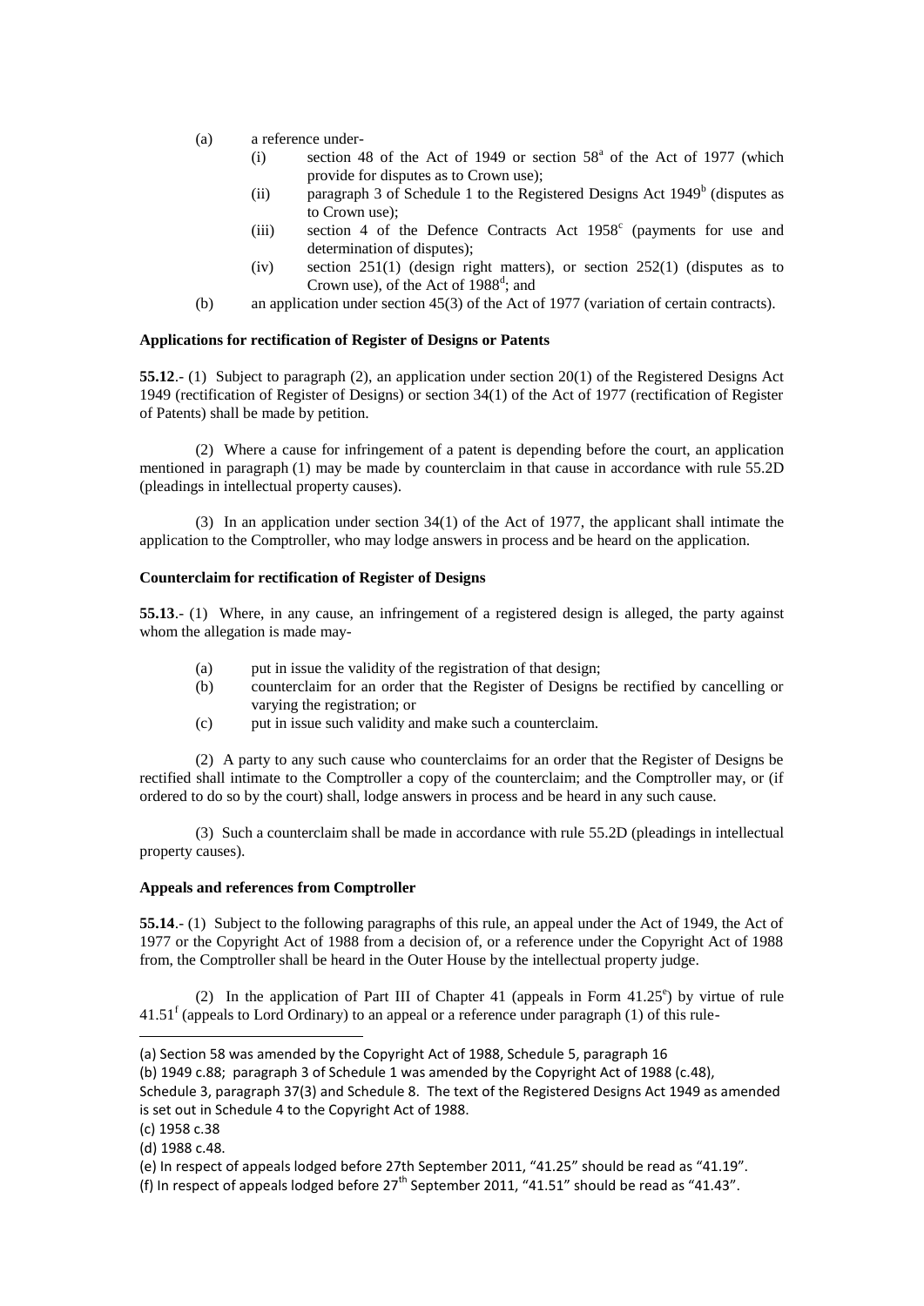(a) a reference under-

  (i) section 48 of the Act of 1949 or section 58[a] of the Act of 1977 (which provide for disputes as to Crown use);

  (ii) paragraph 3 of Schedule 1 to the Registered Designs Act 1949[b] (disputes as to Crown use);

  (iii) section 4 of the Defence Contracts Act 1958[c] (payments for use and determination of disputes);

  (iv) section 251(1) (design right matters), or section 252(1) (disputes as to Crown use), of the Act of 1988[d]; and

(b) an application under section 45(3) of the Act of 1977 (variation of certain contracts).

**Applications for rectification of Register of Designs or Patents**

**55.12**.- (1) Subject to paragraph (2), an application under section 20(1) of the Registered Designs Act 1949 (rectification of Register of Designs) or section 34(1) of the Act of 1977 (rectification of Register of Patents) shall be made by petition.

(2) Where a cause for infringement of a patent is depending before the court, an application mentioned in paragraph (1) may be made by counterclaim in that cause in accordance with rule 55.2D (pleadings in intellectual property causes).

(3) In an application under section 34(1) of the Act of 1977, the applicant shall intimate the application to the Comptroller, who may lodge answers in process and be heard on the application.

**Counterclaim for rectification of Register of Designs**

**55.13**.- (1) Where, in any cause, an infringement of a registered design is alleged, the party against whom the allegation is made may-

(a) put in issue the validity of the registration of that design;

(b) counterclaim for an order that the Register of Designs be rectified by cancelling or varying the registration; or

(c) put in issue such validity and make such a counterclaim.

(2) A party to any such cause who counterclaims for an order that the Register of Designs be rectified shall intimate to the Comptroller a copy of the counterclaim; and the Comptroller may, or (if ordered to do so by the court) shall, lodge answers in process and be heard in any such cause.

(3) Such a counterclaim shall be made in accordance with rule 55.2D (pleadings in intellectual property causes).

**Appeals and references from Comptroller**

**55.14**.- (1) Subject to the following paragraphs of this rule, an appeal under the Act of 1949, the Act of 1977 or the Copyright Act of 1988 from a decision of, or a reference under the Copyright Act of 1988 from, the Comptroller shall be heard in the Outer House by the intellectual property judge.

(2) In the application of Part III of Chapter 41 (appeals in Form 41.25[e]) by virtue of rule 41.51[f] (appeals to Lord Ordinary) to an appeal or a reference under paragraph (1) of this rule-

---

(a) Section 58 was amended by the Copyright Act of 1988, Schedule 5, paragraph 16

(b) 1949 c.88; paragraph 3 of Schedule 1 was amended by the Copyright Act of 1988 (c.48), Schedule 3, paragraph 37(3) and Schedule 8. The text of the Registered Designs Act 1949 as amended is set out in Schedule 4 to the Copyright Act of 1988.

(c) 1958 c.38

(d) 1988 c.48.

(e) In respect of appeals lodged before 27th September 2011, "41.25" should be read as "41.19".

(f) In respect of appeals lodged before 27th September 2011, "41.51" should be read as "41.43".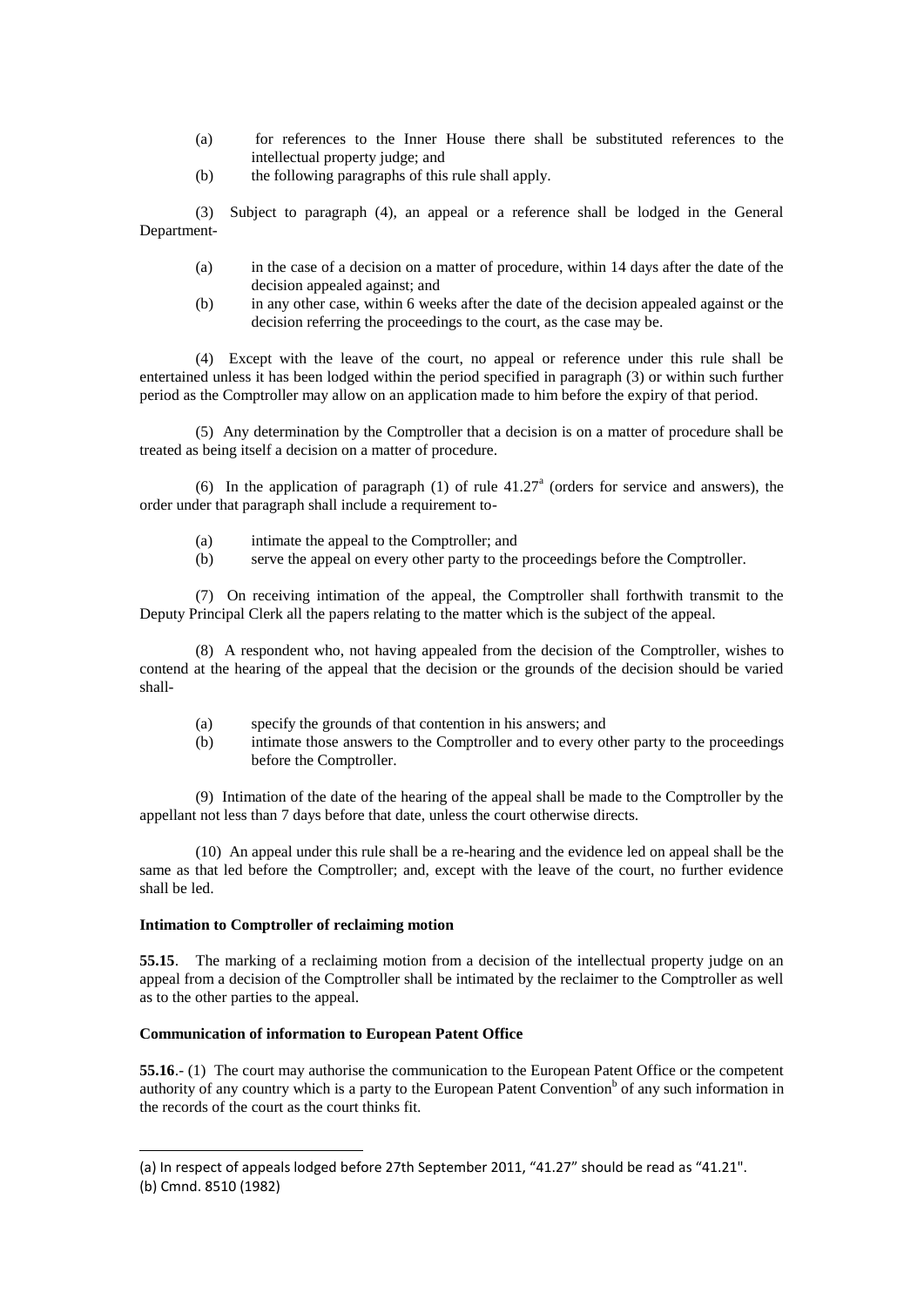(a) for references to the Inner House there shall be substituted references to the intellectual property judge; and

(b) the following paragraphs of this rule shall apply.

(3) Subject to paragraph (4), an appeal or a reference shall be lodged in the General Department-

(a) in the case of a decision on a matter of procedure, within 14 days after the date of the decision appealed against; and

(b) in any other case, within 6 weeks after the date of the decision appealed against or the decision referring the proceedings to the court, as the case may be.

(4) Except with the leave of the court, no appeal or reference under this rule shall be entertained unless it has been lodged within the period specified in paragraph (3) or within such further period as the Comptroller may allow on an application made to him before the expiry of that period.

(5) Any determination by the Comptroller that a decision is on a matter of procedure shall be treated as being itself a decision on a matter of procedure.

(6) In the application of paragraph (1) of rule 41.27[a] (orders for service and answers), the order under that paragraph shall include a requirement to-

(a) intimate the appeal to the Comptroller; and

(b) serve the appeal on every other party to the proceedings before the Comptroller.

(7) On receiving intimation of the appeal, the Comptroller shall forthwith transmit to the Deputy Principal Clerk all the papers relating to the matter which is the subject of the appeal.

(8) A respondent who, not having appealed from the decision of the Comptroller, wishes to contend at the hearing of the appeal that the decision or the grounds of the decision should be varied shall-

(a) specify the grounds of that contention in his answers; and

(b) intimate those answers to the Comptroller and to every other party to the proceedings before the Comptroller.

(9) Intimation of the date of the hearing of the appeal shall be made to the Comptroller by the appellant not less than 7 days before that date, unless the court otherwise directs.

(10) An appeal under this rule shall be a re-hearing and the evidence led on appeal shall be the same as that led before the Comptroller; and, except with the leave of the court, no further evidence shall be led.

**Intimation to Comptroller of reclaiming motion**

**55.15**. The marking of a reclaiming motion from a decision of the intellectual property judge on an appeal from a decision of the Comptroller shall be intimated by the reclaimer to the Comptroller as well as to the other parties to the appeal.

**Communication of information to European Patent Office**

**55.16**.- (1) The court may authorise the communication to the European Patent Office or the competent authority of any country which is a party to the European Patent Convention[b] of any such information in the records of the court as the court thinks fit.

---

(a) In respect of appeals lodged before 27th September 2011, "41.27" should be read as "41.21".

(b) Cmnd. 8510 (1982)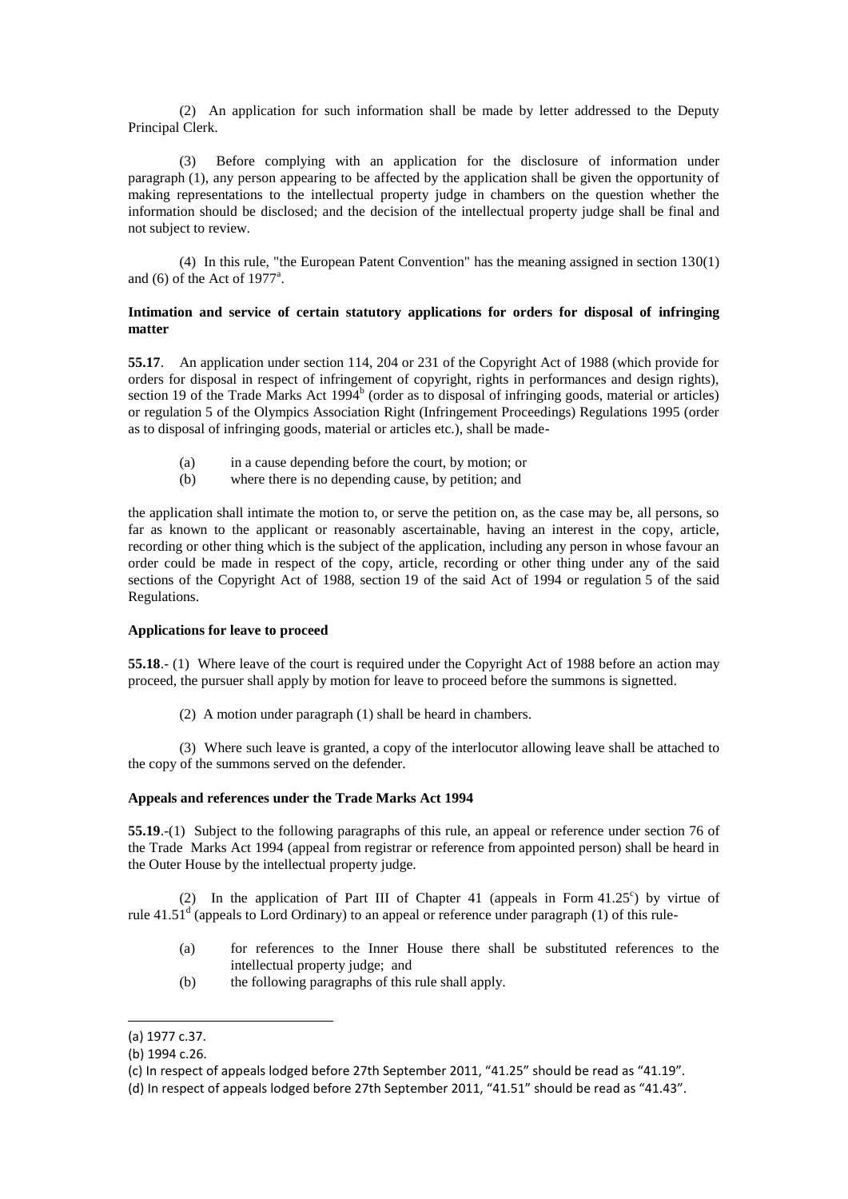(2) An application for such information shall be made by letter addressed to the Deputy Principal Clerk.

(3) Before complying with an application for the disclosure of information under paragraph (1), any person appearing to be affected by the application shall be given the opportunity of making representations to the intellectual property judge in chambers on the question whether the information should be disclosed; and the decision of the intellectual property judge shall be final and not subject to review.

(4) In this rule, "the European Patent Convention" has the meaning assigned in section 130(1) and (6) of the Act of 1977[a].

**Intimation and service of certain statutory applications for orders for disposal of infringing matter**

**55.17**. An application under section 114, 204 or 231 of the Copyright Act of 1988 (which provide for orders for disposal in respect of infringement of copyright, rights in performances and design rights), section 19 of the Trade Marks Act 1994[b] (order as to disposal of infringing goods, material or articles) or regulation 5 of the Olympics Association Right (Infringement Proceedings) Regulations 1995 (order as to disposal of infringing goods, material or articles etc.), shall be made-

(a) in a cause depending before the court, by motion; or
(b) where there is no depending cause, by petition; and

the application shall intimate the motion to, or serve the petition on, as the case may be, all persons, so far as known to the applicant or reasonably ascertainable, having an interest in the copy, article, recording or other thing which is the subject of the application, including any person in whose favour an order could be made in respect of the copy, article, recording or other thing under any of the said sections of the Copyright Act of 1988, section 19 of the said Act of 1994 or regulation 5 of the said Regulations.

**Applications for leave to proceed**

**55.18**.- (1) Where leave of the court is required under the Copyright Act of 1988 before an action may proceed, the pursuer shall apply by motion for leave to proceed before the summons is signetted.

(2) A motion under paragraph (1) shall be heard in chambers.

(3) Where such leave is granted, a copy of the interlocutor allowing leave shall be attached to the copy of the summons served on the defender.

**Appeals and references under the Trade Marks Act 1994**

**55.19**.-(1) Subject to the following paragraphs of this rule, an appeal or reference under section 76 of the Trade Marks Act 1994 (appeal from registrar or reference from appointed person) shall be heard in the Outer House by the intellectual property judge.

(2) In the application of Part III of Chapter 41 (appeals in Form 41.25[c]) by virtue of rule 41.51[d] (appeals to Lord Ordinary) to an appeal or reference under paragraph (1) of this rule-

(a) for references to the Inner House there shall be substituted references to the intellectual property judge; and
(b) the following paragraphs of this rule shall apply.

---

(a) 1977 c.37.

(b) 1994 c.26.

(c) In respect of appeals lodged before 27th September 2011, "41.25" should be read as "41.19".

(d) In respect of appeals lodged before 27th September 2011, "41.51" should be read as "41.43".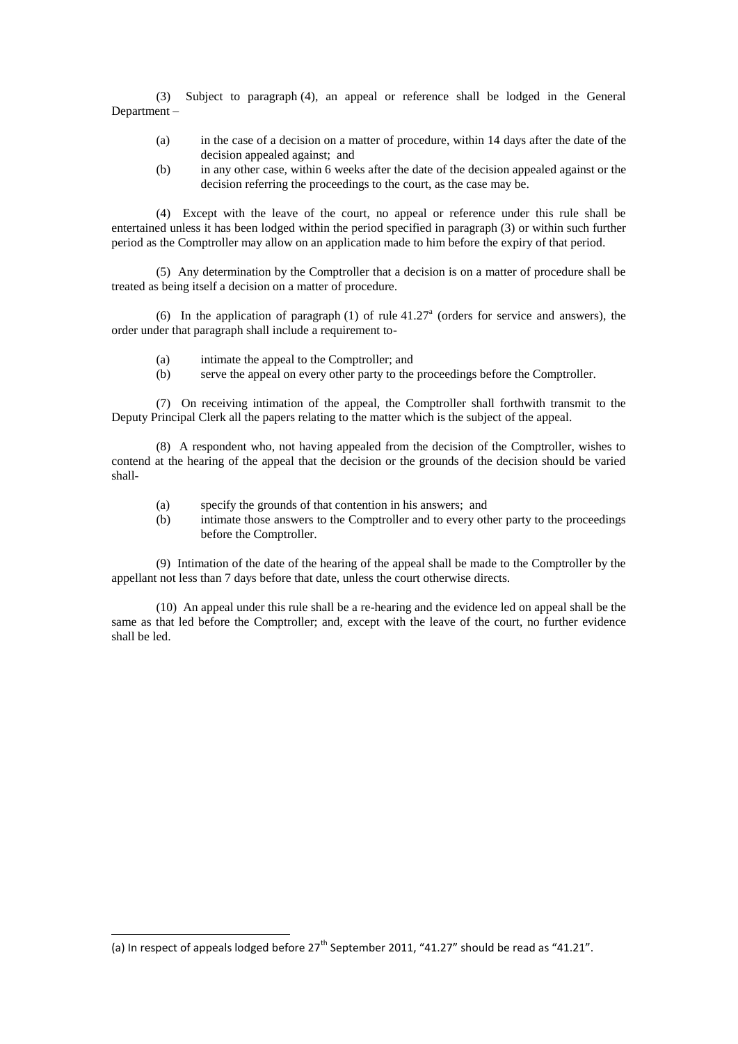(3) Subject to paragraph (4), an appeal or reference shall be lodged in the General Department –

(a) in the case of a decision on a matter of procedure, within 14 days after the date of the decision appealed against; and

(b) in any other case, within 6 weeks after the date of the decision appealed against or the decision referring the proceedings to the court, as the case may be.

(4) Except with the leave of the court, no appeal or reference under this rule shall be entertained unless it has been lodged within the period specified in paragraph (3) or within such further period as the Comptroller may allow on an application made to him before the expiry of that period.

(5) Any determination by the Comptroller that a decision is on a matter of procedure shall be treated as being itself a decision on a matter of procedure.

(6) In the application of paragraph (1) of rule 41.27[a] (orders for service and answers), the order under that paragraph shall include a requirement to-

(a) intimate the appeal to the Comptroller; and

(b) serve the appeal on every other party to the proceedings before the Comptroller.

(7) On receiving intimation of the appeal, the Comptroller shall forthwith transmit to the Deputy Principal Clerk all the papers relating to the matter which is the subject of the appeal.

(8) A respondent who, not having appealed from the decision of the Comptroller, wishes to contend at the hearing of the appeal that the decision or the grounds of the decision should be varied shall-

(a) specify the grounds of that contention in his answers; and

(b) intimate those answers to the Comptroller and to every other party to the proceedings before the Comptroller.

(9) Intimation of the date of the hearing of the appeal shall be made to the Comptroller by the appellant not less than 7 days before that date, unless the court otherwise directs.

(10) An appeal under this rule shall be a re-hearing and the evidence led on appeal shall be the same as that led before the Comptroller; and, except with the leave of the court, no further evidence shall be led.

(a) In respect of appeals lodged before 27th September 2011, "41.27" should be read as "41.21".